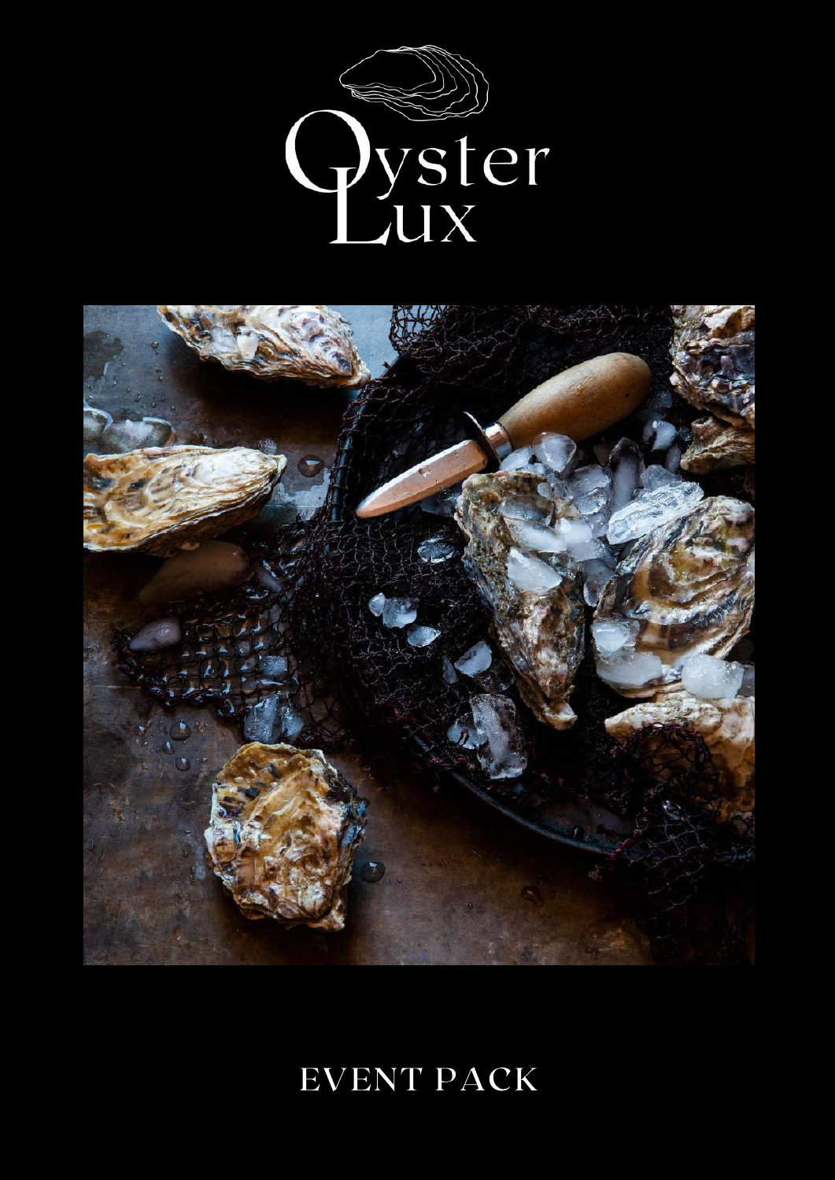# Oyster Lux

## EVENT PACK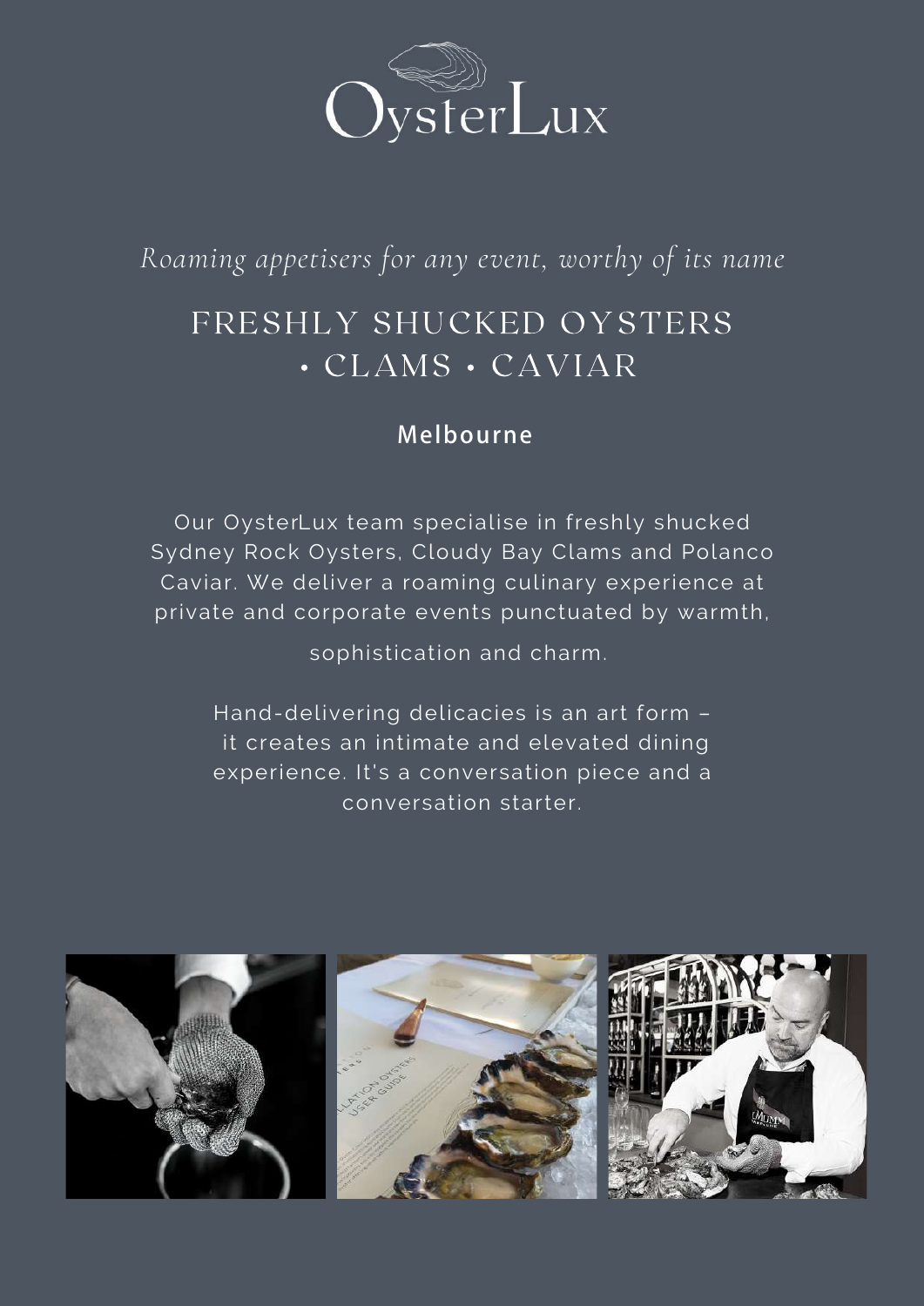# OysterLux

*Roaming appetisers for any event, worthy of its name*

## FRESHLY SHUCKED OYSTERS • CLAMS • CAVIAR

**Melbourne**

Our OysterLux team specialise in freshly shucked Sydney Rock Oysters, Cloudy Bay Clams and Polanco Caviar. We deliver a roaming culinary experience at private and corporate events punctuated by warmth, sophistication and charm.

Hand-delivering delicacies is an art form – it creates an intimate and elevated dining experience. It's a conversation piece and a conversation starter.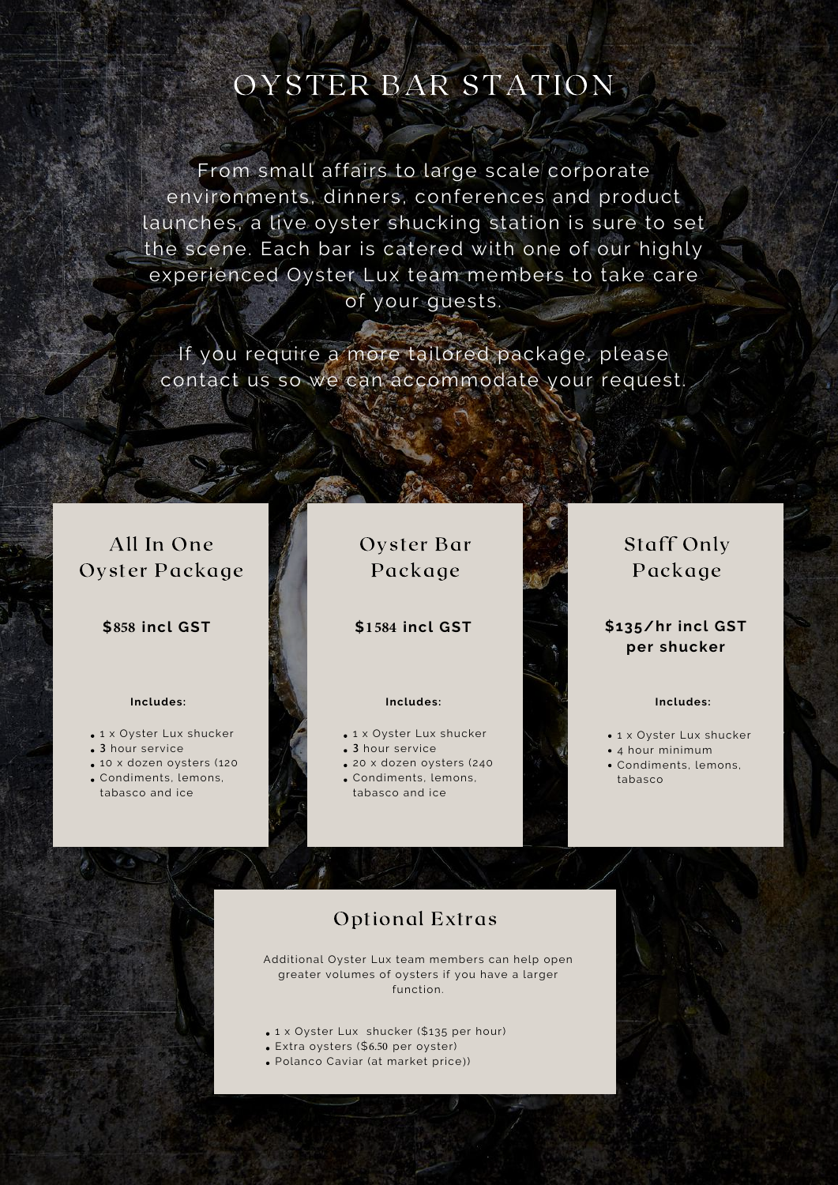# OYSTER BAR STATION

From small affairs to large scale corporate environments, dinners, conferences and product launches, a live oyster shucking station is sure to set the scene. Each bar is catered with one of our highly experienced Oyster Lux team members to take care of your guests.

If you require a more tailored package, please contact us so we can accommodate your request.

## All In One Oyster Package

**$858 incl GST**

**Includes:**

- 1 x Oyster Lux shucker
- **3** hour service
- 10 x dozen oysters (120
- Condiments, lemons, tabasco and ice

## Oyster Bar Package

**$1584 incl GST**

**Includes:**

- 1 x Oyster Lux shucker
- **3** hour service
- 20 x dozen oysters (240
- Condiments, lemons, tabasco and ice

## Staff Only Package

**$135/hr incl GST per shucker**

**Includes:**

- 1 x Oyster Lux shucker
- 4 hour minimum
- Condiments, lemons, tabasco

## Optional Extras

Additional Oyster Lux team members can help open greater volumes of oysters if you have a larger function.

- 1 x Oyster Lux shucker ($135 per hour)
- Extra oysters ($6.50 per oyster)
- Polanco Caviar (at market price))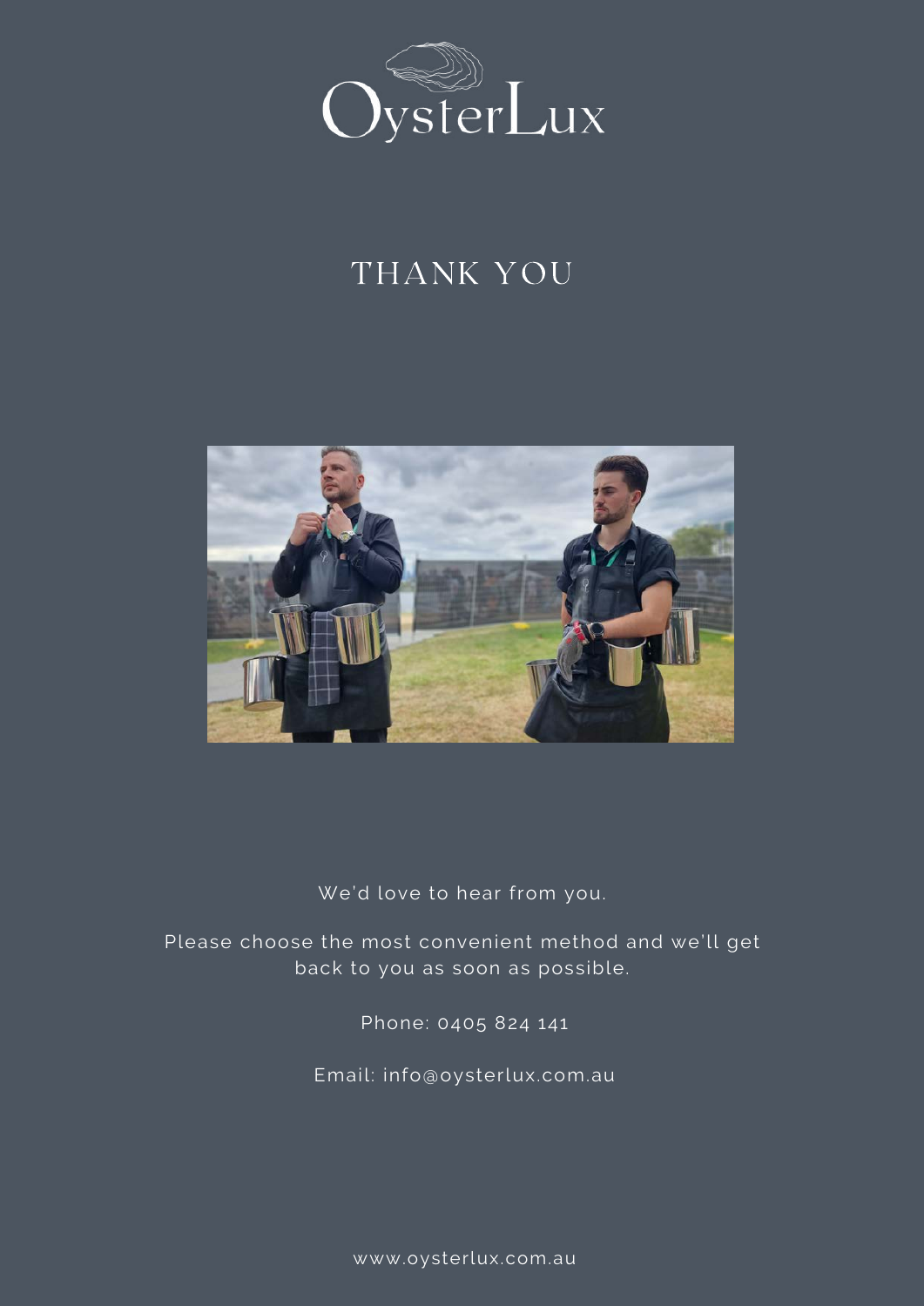OysterLux

# THANK YOU

We'd love to hear from you.

Please choose the most convenient method and we'll get back to you as soon as possible.

Phone: 0405 824 141

Email: info@oysterlux.com.au

www.oysterlux.com.au